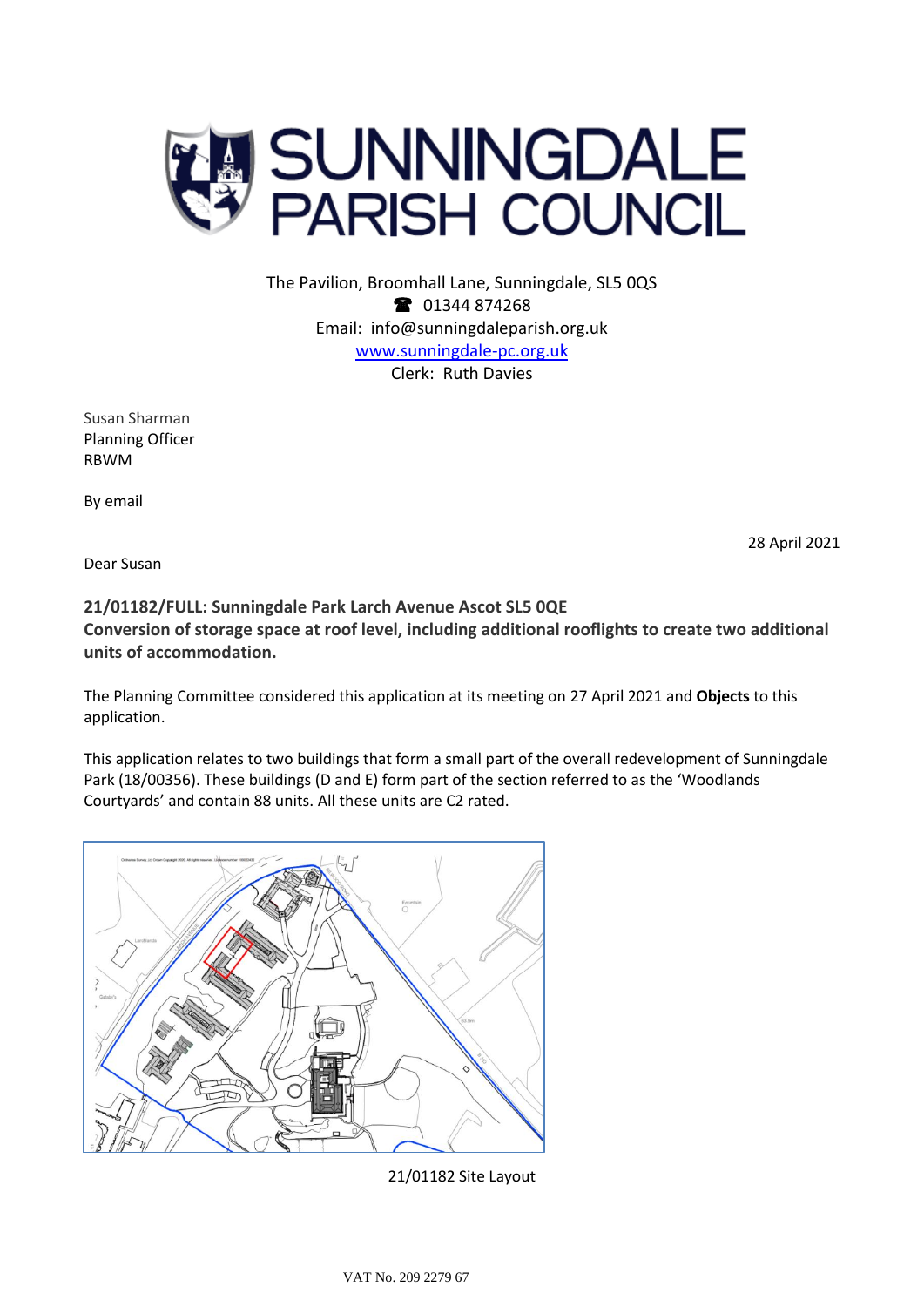# SUNNINGDALE PARISH COUNCIL

The Pavilion, Broomhall Lane, Sunningdale, SL5 0QS
☎ 01344 874268
Email: info@sunningdaleparish.org.uk
www.sunningdale-pc.org.uk
Clerk: Ruth Davies

Susan Sharman
Planning Officer
RBWM

By email

28 April 2021

Dear Susan

**21/01182/FULL: Sunningdale Park Larch Avenue Ascot SL5 0QE**
**Conversion of storage space at roof level, including additional rooflights to create two additional units of accommodation.**

The Planning Committee considered this application at its meeting on 27 April 2021 and **Objects** to this application.

This application relates to two buildings that form a small part of the overall redevelopment of Sunningdale Park (18/00356). These buildings (D and E) form part of the section referred to as the 'Woodlands Courtyards' and contain 88 units. All these units are C2 rated.

21/01182 Site Layout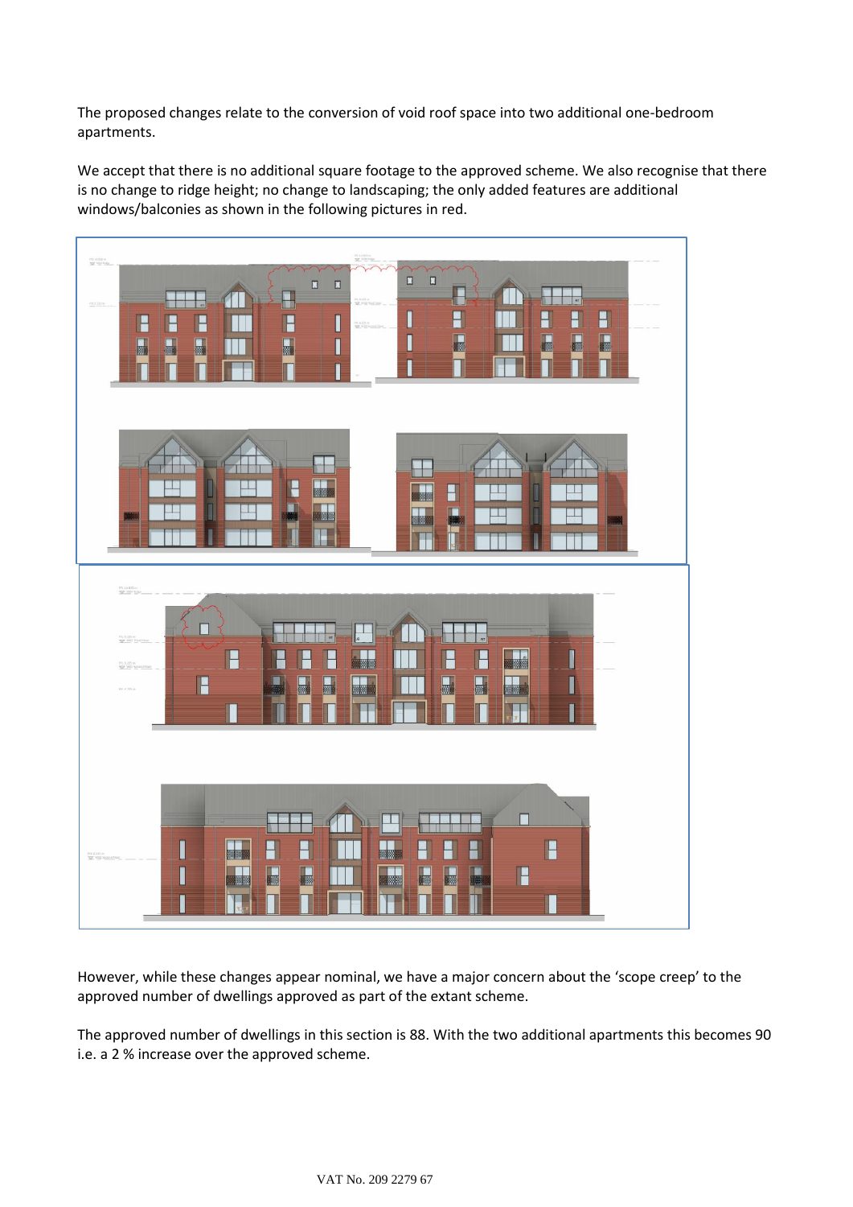The proposed changes relate to the conversion of void roof space into two additional one-bedroom apartments.

We accept that there is no additional square footage to the approved scheme. We also recognise that there is no change to ridge height; no change to landscaping; the only added features are additional windows/balconies as shown in the following pictures in red.

However, while these changes appear nominal, we have a major concern about the 'scope creep' to the approved number of dwellings approved as part of the extant scheme.

The approved number of dwellings in this section is 88. With the two additional apartments this becomes 90 i.e. a 2 % increase over the approved scheme.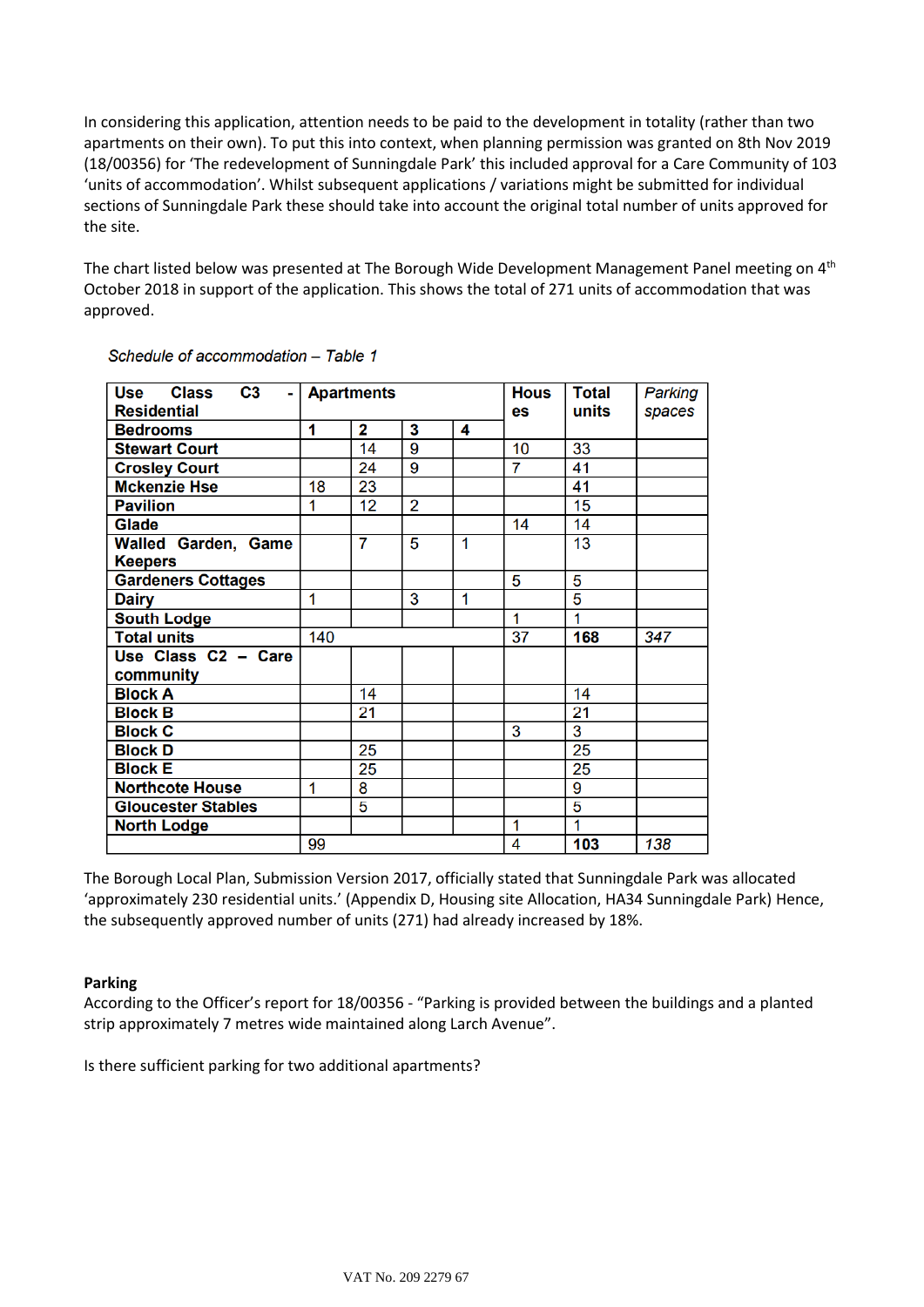In considering this application, attention needs to be paid to the development in totality (rather than two apartments on their own). To put this into context, when planning permission was granted on 8th Nov 2019 (18/00356) for 'The redevelopment of Sunningdale Park' this included approval for a Care Community of 103 'units of accommodation'. Whilst subsequent applications / variations might be submitted for individual sections of Sunningdale Park these should take into account the original total number of units approved for the site.

The chart listed below was presented at The Borough Wide Development Management Panel meeting on 4th October 2018 in support of the application. This shows the total of 271 units of accommodation that was approved.

*Schedule of accommodation – Table 1*

| Use Class C3 - Residential | Apartments | | | | Houses | Total units | *Parking spaces* |
|---|---|---|---|---|---|---|---|
| **Bedrooms** | **1** | **2** | **3** | **4** | | | |
| **Stewart Court** | | 14 | 9 | | 10 | 33 | |
| **Crosley Court** | | 24 | 9 | | 7 | 41 | |
| **Mckenzie Hse** | 18 | 23 | | | | 41 | |
| **Pavilion** | 1 | 12 | 2 | | | 15 | |
| **Glade** | | | | | 14 | 14 | |
| **Walled Garden, Game Keepers** | | 7 | 5 | 1 | | 13 | |
| **Gardeners Cottages** | | | | | 5 | 5 | |
| **Dairy** | 1 | | 3 | 1 | | 5 | |
| **South Lodge** | | | | | 1 | 1 | |
| **Total units** | 140 | | | | 37 | **168** | *347* |
| **Use Class C2 – Care community** | | | | | | | |
| **Block A** | | 14 | | | | 14 | |
| **Block B** | | 21 | | | | 21 | |
| **Block C** | | | | | 3 | 3 | |
| **Block D** | | 25 | | | | 25 | |
| **Block E** | | 25 | | | | 25 | |
| **Northcote House** | 1 | 8 | | | | 9 | |
| **Gloucester Stables** | | 5 | | | | 5 | |
| **North Lodge** | | | | | 1 | 1 | |
| | 99 | | | | 4 | **103** | *138* |

The Borough Local Plan, Submission Version 2017, officially stated that Sunningdale Park was allocated 'approximately 230 residential units.' (Appendix D, Housing site Allocation, HA34 Sunningdale Park) Hence, the subsequently approved number of units (271) had already increased by 18%.

**Parking**

According to the Officer's report for 18/00356 - "Parking is provided between the buildings and a planted strip approximately 7 metres wide maintained along Larch Avenue".

Is there sufficient parking for two additional apartments?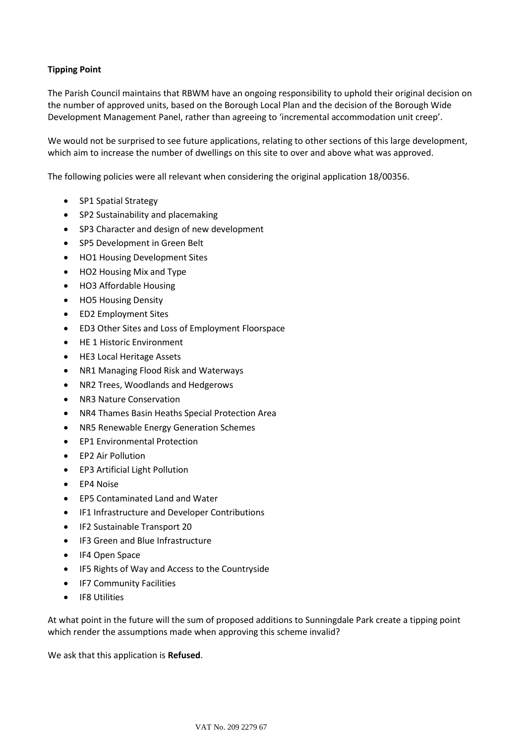**Tipping Point**

The Parish Council maintains that RBWM have an ongoing responsibility to uphold their original decision on the number of approved units, based on the Borough Local Plan and the decision of the Borough Wide Development Management Panel, rather than agreeing to 'incremental accommodation unit creep'.

We would not be surprised to see future applications, relating to other sections of this large development, which aim to increase the number of dwellings on this site to over and above what was approved.

The following policies were all relevant when considering the original application 18/00356.

- SP1 Spatial Strategy
- SP2 Sustainability and placemaking
- SP3 Character and design of new development
- SP5 Development in Green Belt
- HO1 Housing Development Sites
- HO2 Housing Mix and Type
- HO3 Affordable Housing
- HO5 Housing Density
- ED2 Employment Sites
- ED3 Other Sites and Loss of Employment Floorspace
- HE 1 Historic Environment
- HE3 Local Heritage Assets
- NR1 Managing Flood Risk and Waterways
- NR2 Trees, Woodlands and Hedgerows
- NR3 Nature Conservation
- NR4 Thames Basin Heaths Special Protection Area
- NR5 Renewable Energy Generation Schemes
- EP1 Environmental Protection
- EP2 Air Pollution
- EP3 Artificial Light Pollution
- EP4 Noise
- EP5 Contaminated Land and Water
- IF1 Infrastructure and Developer Contributions
- IF2 Sustainable Transport 20
- IF3 Green and Blue Infrastructure
- IF4 Open Space
- IF5 Rights of Way and Access to the Countryside
- IF7 Community Facilities
- IF8 Utilities

At what point in the future will the sum of proposed additions to Sunningdale Park create a tipping point which render the assumptions made when approving this scheme invalid?

We ask that this application is **Refused**.

VAT No. 209 2279 67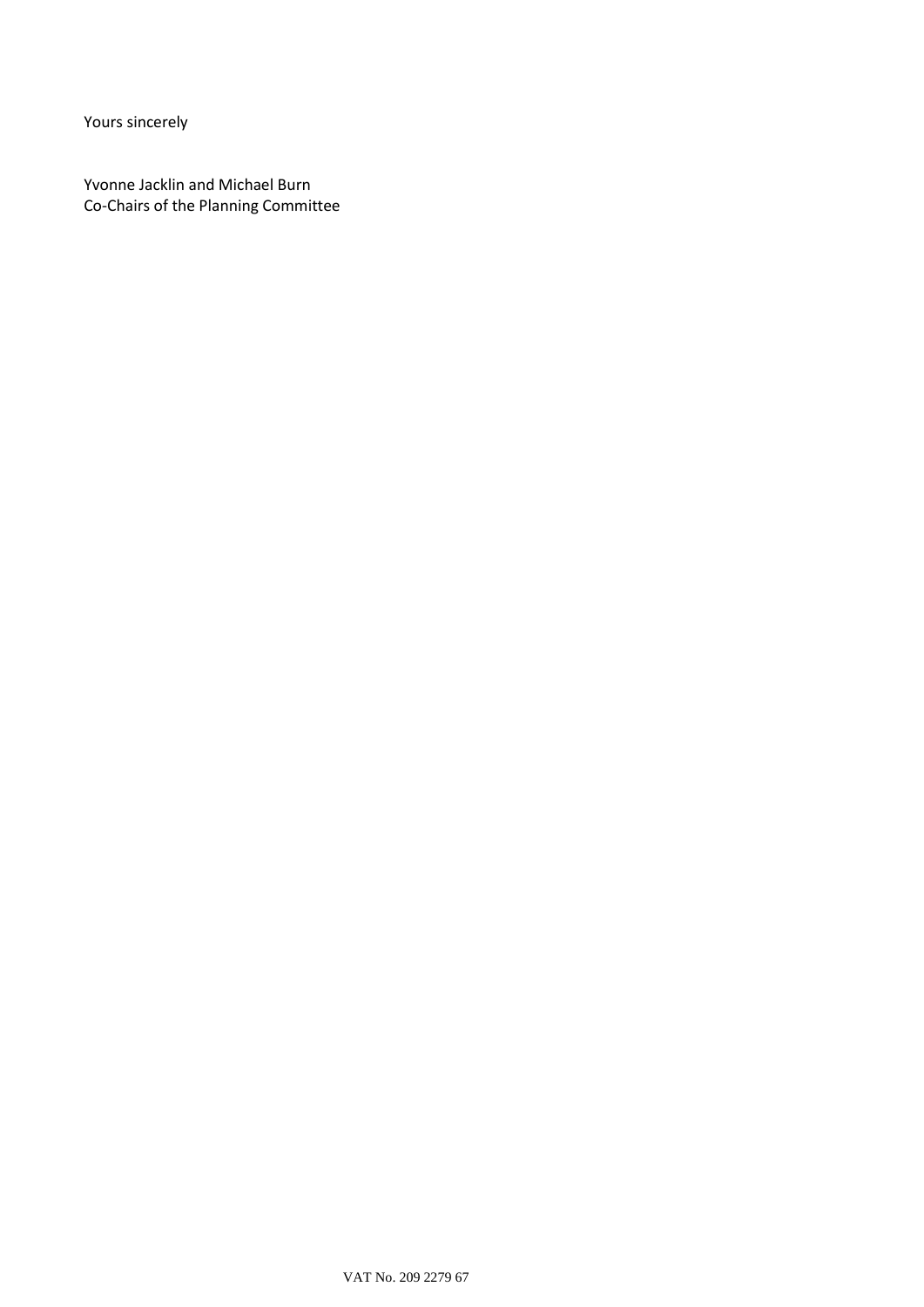Yours sincerely

Yvonne Jacklin and Michael Burn
Co-Chairs of the Planning Committee

VAT No. 209 2279 67